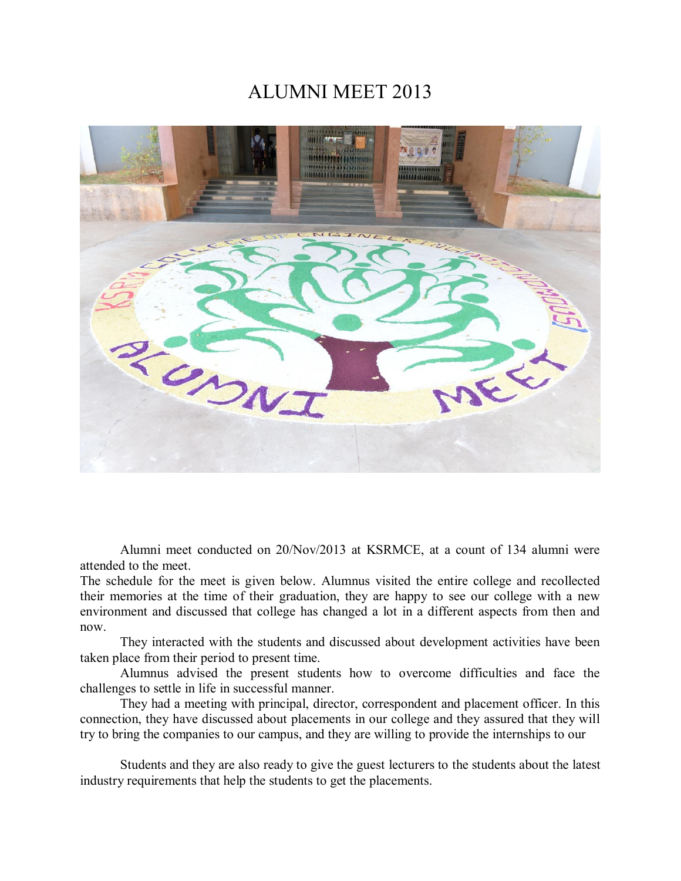# ALUMNI MEET 2013

Alumni meet conducted on 20/Nov/2013 at KSRMCE, at a count of 134 alumni were attended to the meet.

The schedule for the meet is given below. Alumnus visited the entire college and recollected their memories at the time of their graduation, they are happy to see our college with a new environment and discussed that college has changed a lot in a different aspects from then and now.

They interacted with the students and discussed about development activities have been taken place from their period to present time.

Alumnus advised the present students how to overcome difficulties and face the challenges to settle in life in successful manner.

They had a meeting with principal, director, correspondent and placement officer. In this connection, they have discussed about placements in our college and they assured that they will try to bring the companies to our campus, and they are willing to provide the internships to our

Students and they are also ready to give the guest lecturers to the students about the latest industry requirements that help the students to get the placements.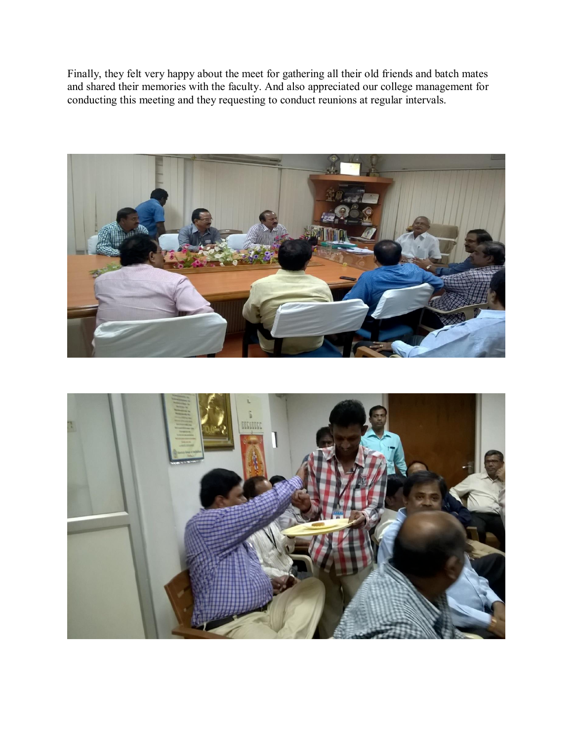Finally, they felt very happy about the meet for gathering all their old friends and batch mates and shared their memories with the faculty. And also appreciated our college management for conducting this meeting and they requesting to conduct reunions at regular intervals.